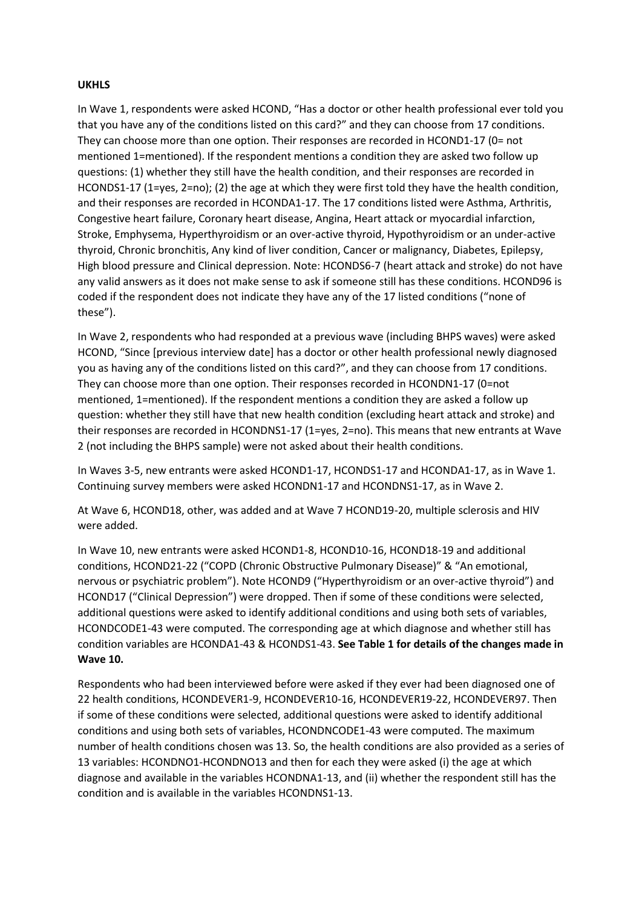**UKHLS**

In Wave 1, respondents were asked HCOND, "Has a doctor or other health professional ever told you that you have any of the conditions listed on this card?" and they can choose from 17 conditions. They can choose more than one option. Their responses are recorded in HCOND1-17 (0= not mentioned 1=mentioned). If the respondent mentions a condition they are asked two follow up questions: (1) whether they still have the health condition, and their responses are recorded in HCONDS1-17 (1=yes, 2=no); (2) the age at which they were first told they have the health condition, and their responses are recorded in HCONDA1-17. The 17 conditions listed were Asthma, Arthritis, Congestive heart failure, Coronary heart disease, Angina, Heart attack or myocardial infarction, Stroke, Emphysema, Hyperthyroidism or an over-active thyroid, Hypothyroidism or an under-active thyroid, Chronic bronchitis, Any kind of liver condition, Cancer or malignancy, Diabetes, Epilepsy, High blood pressure and Clinical depression. Note: HCONDS6-7 (heart attack and stroke) do not have any valid answers as it does not make sense to ask if someone still has these conditions. HCOND96 is coded if the respondent does not indicate they have any of the 17 listed conditions ("none of these").

In Wave 2, respondents who had responded at a previous wave (including BHPS waves) were asked HCOND, "Since [previous interview date] has a doctor or other health professional newly diagnosed you as having any of the conditions listed on this card?", and they can choose from 17 conditions. They can choose more than one option. Their responses recorded in HCONDN1-17 (0=not mentioned, 1=mentioned). If the respondent mentions a condition they are asked a follow up question: whether they still have that new health condition (excluding heart attack and stroke) and their responses are recorded in HCONDNS1-17 (1=yes, 2=no). This means that new entrants at Wave 2 (not including the BHPS sample) were not asked about their health conditions.

In Waves 3-5, new entrants were asked HCOND1-17, HCONDS1-17 and HCONDA1-17, as in Wave 1. Continuing survey members were asked HCONDN1-17 and HCONDNS1-17, as in Wave 2.

At Wave 6, HCOND18, other, was added and at Wave 7 HCOND19-20, multiple sclerosis and HIV were added.

In Wave 10, new entrants were asked HCOND1-8, HCOND10-16, HCOND18-19 and additional conditions, HCOND21-22 ("COPD (Chronic Obstructive Pulmonary Disease)" & "An emotional, nervous or psychiatric problem"). Note HCOND9 ("Hyperthyroidism or an over-active thyroid") and HCOND17 ("Clinical Depression") were dropped. Then if some of these conditions were selected, additional questions were asked to identify additional conditions and using both sets of variables, HCONDCODE1-43 were computed. The corresponding age at which diagnose and whether still has condition variables are HCONDA1-43 & HCONDS1-43. **See Table 1 for details of the changes made in Wave 10.**

Respondents who had been interviewed before were asked if they ever had been diagnosed one of 22 health conditions, HCONDEVER1-9, HCONDEVER10-16, HCONDEVER19-22, HCONDEVER97. Then if some of these conditions were selected, additional questions were asked to identify additional conditions and using both sets of variables, HCONDNCODE1-43 were computed. The maximum number of health conditions chosen was 13. So, the health conditions are also provided as a series of 13 variables: HCONDNO1-HCONDNO13 and then for each they were asked (i) the age at which diagnose and available in the variables HCONDNA1-13, and (ii) whether the respondent still has the condition and is available in the variables HCONDNS1-13.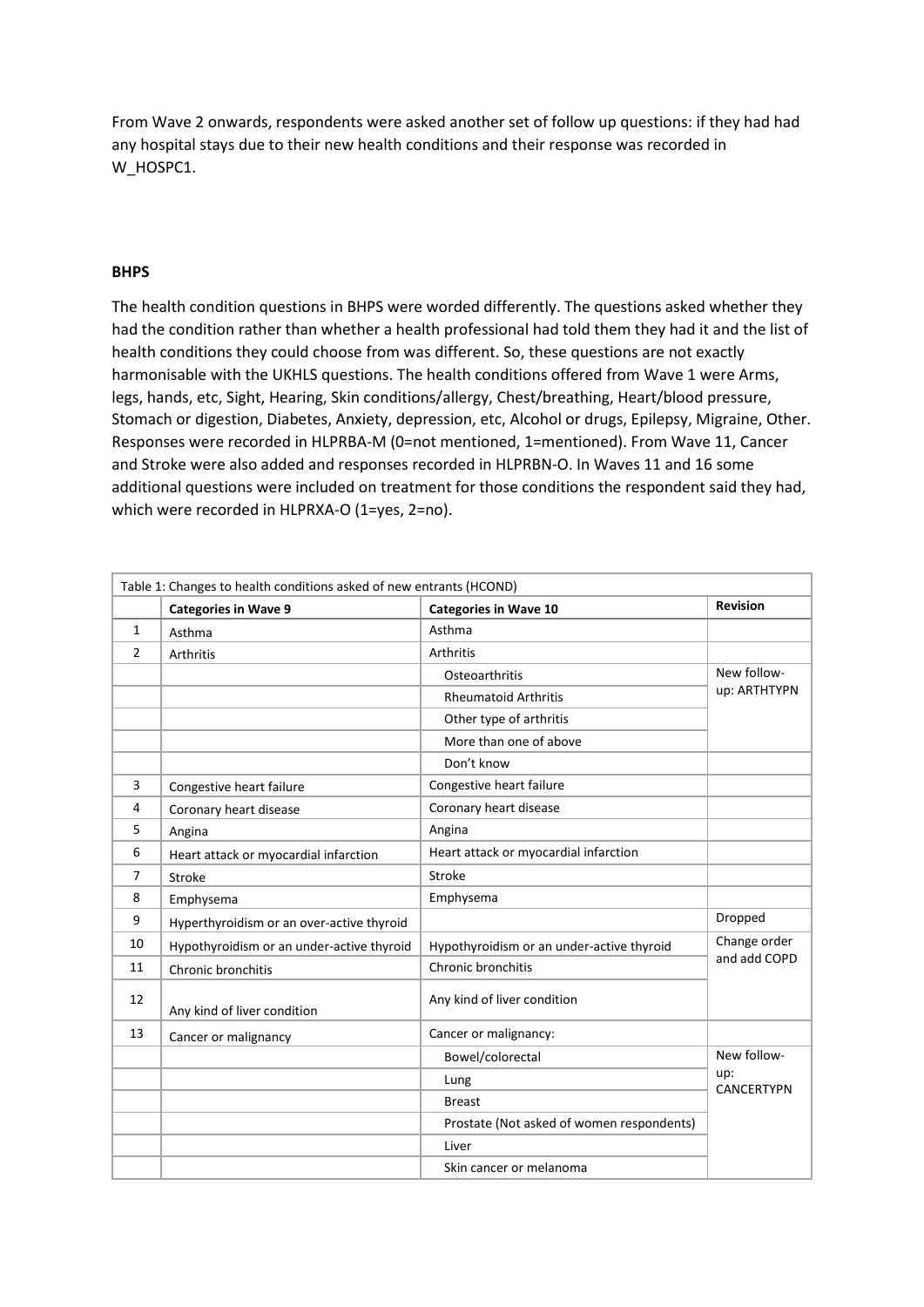From Wave 2 onwards, respondents were asked another set of follow up questions: if they had had any hospital stays due to their new health conditions and their response was recorded in W_HOSPC1.

**BHPS**

The health condition questions in BHPS were worded differently. The questions asked whether they had the condition rather than whether a health professional had told them they had it and the list of health conditions they could choose from was different. So, these questions are not exactly harmonisable with the UKHLS questions. The health conditions offered from Wave 1 were Arms, legs, hands, etc, Sight, Hearing, Skin conditions/allergy, Chest/breathing, Heart/blood pressure, Stomach or digestion, Diabetes, Anxiety, depression, etc, Alcohol or drugs, Epilepsy, Migraine, Other. Responses were recorded in HLPRBA-M (0=not mentioned, 1=mentioned). From Wave 11, Cancer and Stroke were also added and responses recorded in HLPRBN-O. In Waves 11 and 16 some additional questions were included on treatment for those conditions the respondent said they had, which were recorded in HLPRXA-O (1=yes, 2=no).

Table 1: Changes to health conditions asked of new entrants (HCOND)

| | **Categories in Wave 9** | **Categories in Wave 10** | **Revision** |
|---|---|---|---|
| 1 | Asthma | Asthma | |
| 2 | Arthritis | Arthritis | |
| | | Osteoarthritis | New follow-up: ARTHTYPN |
| | | Rheumatoid Arthritis | |
| | | Other type of arthritis | |
| | | More than one of above | |
| | | Don't know | |
| 3 | Congestive heart failure | Congestive heart failure | |
| 4 | Coronary heart disease | Coronary heart disease | |
| 5 | Angina | Angina | |
| 6 | Heart attack or myocardial infarction | Heart attack or myocardial infarction | |
| 7 | Stroke | Stroke | |
| 8 | Emphysema | Emphysema | |
| 9 | Hyperthyroidism or an over-active thyroid | | Dropped |
| 10 | Hypothyroidism or an under-active thyroid | Hypothyroidism or an under-active thyroid | Change order and add COPD |
| 11 | Chronic bronchitis | Chronic bronchitis | |
| 12 | Any kind of liver condition | Any kind of liver condition | |
| 13 | Cancer or malignancy | Cancer or malignancy: | |
| | | Bowel/colorectal | New follow-up: CANCERTYPN |
| | | Lung | |
| | | Breast | |
| | | Prostate (Not asked of women respondents) | |
| | | Liver | |
| | | Skin cancer or melanoma | |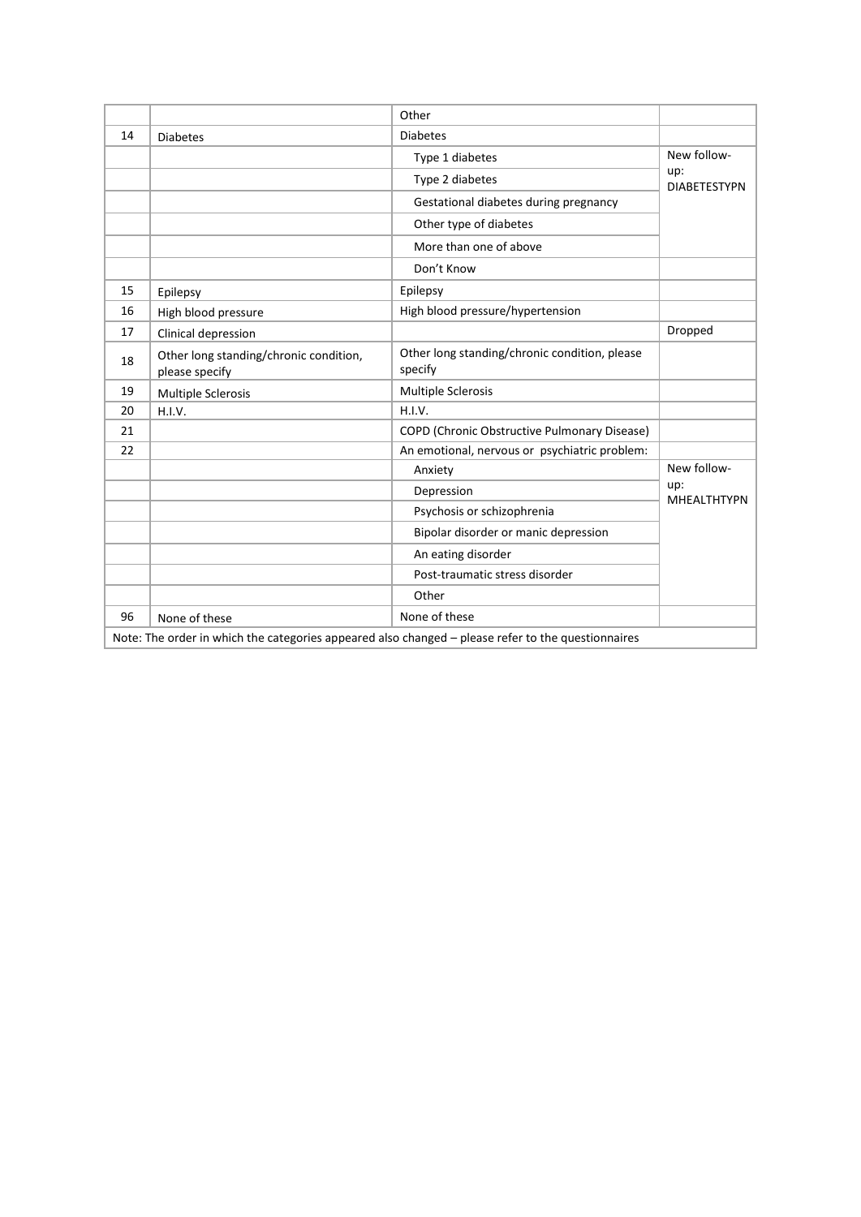| | | | |
|---|---|---|---|
| | | Other | |
| 14 | Diabetes | Diabetes | |
| | | Type 1 diabetes | New follow-up: DIABETESTYPN |
| | | Type 2 diabetes | |
| | | Gestational diabetes during pregnancy | |
| | | Other type of diabetes | |
| | | More than one of above | |
| | | Don't Know | |
| 15 | Epilepsy | Epilepsy | |
| 16 | High blood pressure | High blood pressure/hypertension | |
| 17 | Clinical depression | | Dropped |
| 18 | Other long standing/chronic condition, please specify | Other long standing/chronic condition, please specify | |
| 19 | Multiple Sclerosis | Multiple Sclerosis | |
| 20 | H.I.V. | H.I.V. | |
| 21 | | COPD (Chronic Obstructive Pulmonary Disease) | |
| 22 | | An emotional, nervous or psychiatric problem: | |
| | | Anxiety | New follow-up: MHEALTHTYPN |
| | | Depression | |
| | | Psychosis or schizophrenia | |
| | | Bipolar disorder or manic depression | |
| | | An eating disorder | |
| | | Post-traumatic stress disorder | |
| | | Other | |
| 96 | None of these | None of these | |
| Note: The order in which the categories appeared also changed – please refer to the questionnaires | | | |